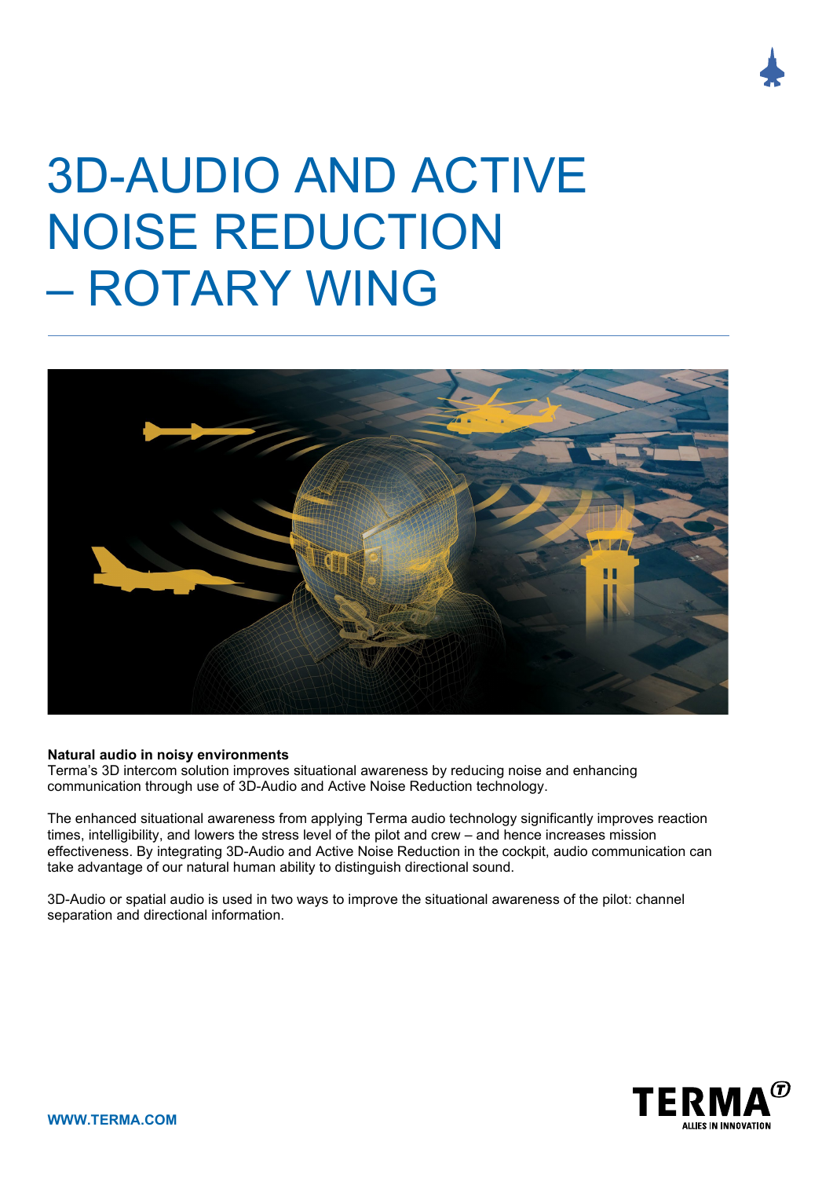# 3D-AUDIO AND ACTIVE NOISE REDUCTION – ROTARY WING

**Natural audio in noisy environments**
Terma's 3D intercom solution improves situational awareness by reducing noise and enhancing communication through use of 3D-Audio and Active Noise Reduction technology.

The enhanced situational awareness from applying Terma audio technology significantly improves reaction times, intelligibility, and lowers the stress level of the pilot and crew – and hence increases mission effectiveness. By integrating 3D-Audio and Active Noise Reduction in the cockpit, audio communication can take advantage of our natural human ability to distinguish directional sound.

3D-Audio or spatial audio is used in two ways to improve the situational awareness of the pilot: channel separation and directional information.

**WWW.TERMA.COM**

TERMA
ALLIES IN INNOVATION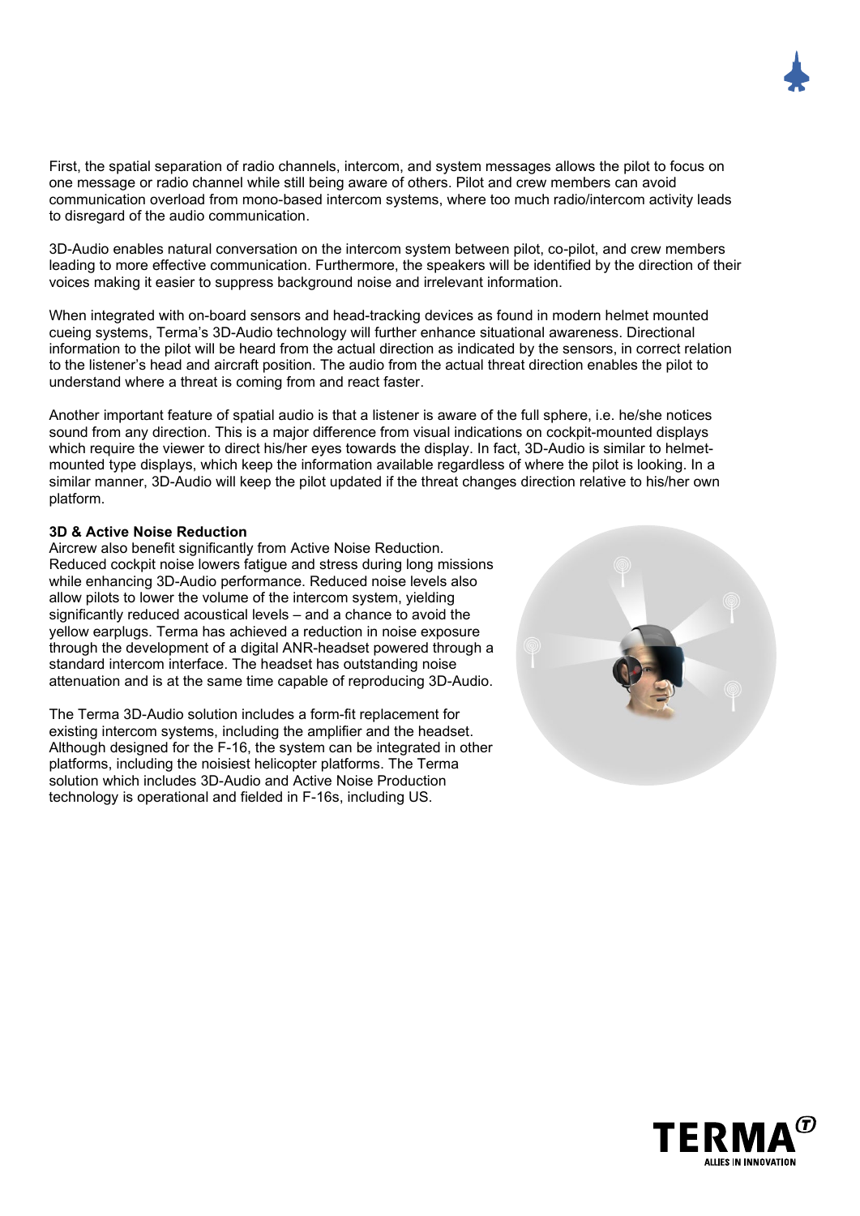First, the spatial separation of radio channels, intercom, and system messages allows the pilot to focus on one message or radio channel while still being aware of others. Pilot and crew members can avoid communication overload from mono-based intercom systems, where too much radio/intercom activity leads to disregard of the audio communication.

3D-Audio enables natural conversation on the intercom system between pilot, co-pilot, and crew members leading to more effective communication. Furthermore, the speakers will be identified by the direction of their voices making it easier to suppress background noise and irrelevant information.

When integrated with on-board sensors and head-tracking devices as found in modern helmet mounted cueing systems, Terma's 3D-Audio technology will further enhance situational awareness. Directional information to the pilot will be heard from the actual direction as indicated by the sensors, in correct relation to the listener's head and aircraft position. The audio from the actual threat direction enables the pilot to understand where a threat is coming from and react faster.

Another important feature of spatial audio is that a listener is aware of the full sphere, i.e. he/she notices sound from any direction. This is a major difference from visual indications on cockpit-mounted displays which require the viewer to direct his/her eyes towards the display. In fact, 3D-Audio is similar to helmet-mounted type displays, which keep the information available regardless of where the pilot is looking. In a similar manner, 3D-Audio will keep the pilot updated if the threat changes direction relative to his/her own platform.

**3D & Active Noise Reduction**

Aircrew also benefit significantly from Active Noise Reduction. Reduced cockpit noise lowers fatigue and stress during long missions while enhancing 3D-Audio performance. Reduced noise levels also allow pilots to lower the volume of the intercom system, yielding significantly reduced acoustical levels – and a chance to avoid the yellow earplugs. Terma has achieved a reduction in noise exposure through the development of a digital ANR-headset powered through a standard intercom interface. The headset has outstanding noise attenuation and is at the same time capable of reproducing 3D-Audio.

The Terma 3D-Audio solution includes a form-fit replacement for existing intercom systems, including the amplifier and the headset. Although designed for the F-16, the system can be integrated in other platforms, including the noisiest helicopter platforms. The Terma solution which includes 3D-Audio and Active Noise Production technology is operational and fielded in F-16s, including US.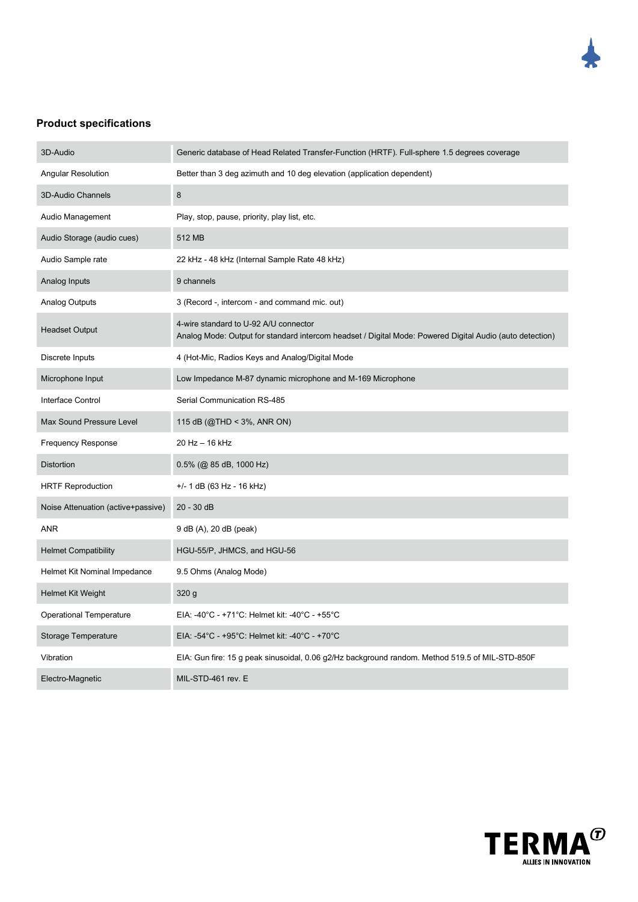## Product specifications

| | |
|---|---|
| 3D-Audio | Generic database of Head Related Transfer-Function (HRTF). Full-sphere 1.5 degrees coverage |
| Angular Resolution | Better than 3 deg azimuth and 10 deg elevation (application dependent) |
| 3D-Audio Channels | 8 |
| Audio Management | Play, stop, pause, priority, play list, etc. |
| Audio Storage (audio cues) | 512 MB |
| Audio Sample rate | 22 kHz - 48 kHz (Internal Sample Rate 48 kHz) |
| Analog Inputs | 9 channels |
| Analog Outputs | 3 (Record -, intercom - and command mic. out) |
| Headset Output | 4-wire standard to U-92 A/U connector<br>Analog Mode: Output for standard intercom headset / Digital Mode: Powered Digital Audio (auto detection) |
| Discrete Inputs | 4 (Hot-Mic, Radios Keys and Analog/Digital Mode |
| Microphone Input | Low Impedance M-87 dynamic microphone and M-169 Microphone |
| Interface Control | Serial Communication RS-485 |
| Max Sound Pressure Level | 115 dB (@THD < 3%, ANR ON) |
| Frequency Response | 20 Hz – 16 kHz |
| Distortion | 0.5% (@ 85 dB, 1000 Hz) |
| HRTF Reproduction | +/- 1 dB (63 Hz - 16 kHz) |
| Noise Attenuation (active+passive) | 20 - 30 dB |
| ANR | 9 dB (A), 20 dB (peak) |
| Helmet Compatibility | HGU-55/P, JHMCS, and HGU-56 |
| Helmet Kit Nominal Impedance | 9.5 Ohms (Analog Mode) |
| Helmet Kit Weight | 320 g |
| Operational Temperature | EIA: -40°C - +71°C: Helmet kit: -40°C - +55°C |
| Storage Temperature | EIA: -54°C - +95°C: Helmet kit: -40°C - +70°C |
| Vibration | EIA: Gun fire: 15 g peak sinusoidal, 0.06 g2/Hz background random. Method 519.5 of MIL-STD-850F |
| Electro-Magnetic | MIL-STD-461 rev. E |

TERMA
ALLIES IN INNOVATION